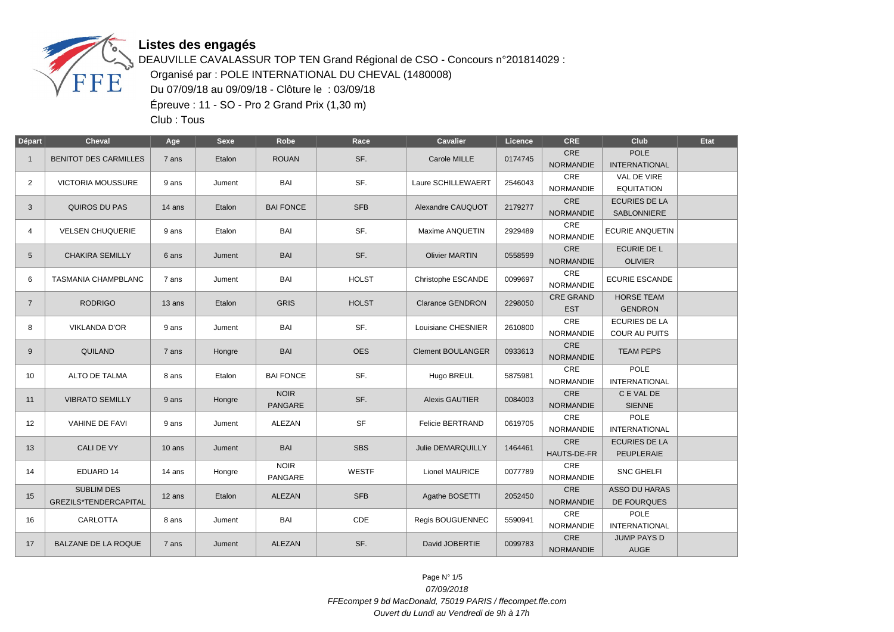# Listes des engagés

DEAUVILLE CAVALASSUR TOP TEN Grand Régional de CSO - Concours n°201814029 :

Organisé par : POLE INTERNATIONAL DU CHEVAL (1480008)

Du 07/09/18 au 09/09/18 - Clôture le : 03/09/18

Épreuve : 11 - SO - Pro 2 Grand Prix (1,30 m)

Club : Tous

| Départ | Cheval | Age | Sexe | Robe | Race | Cavalier | Licence | CRE | Club | Etat |
|---|---|---|---|---|---|---|---|---|---|---|
| 1 | BENITOT DES CARMILLES | 7 ans | Etalon | ROUAN | SF. | Carole MILLE | 0174745 | CRE NORMANDIE | POLE INTERNATIONAL | |
| 2 | VICTORIA MOUSSURE | 9 ans | Jument | BAI | SF. | Laure SCHILLEWAERT | 2546043 | CRE NORMANDIE | VAL DE VIRE EQUITATION | |
| 3 | QUIROS DU PAS | 14 ans | Etalon | BAI FONCE | SFB | Alexandre CAUQUOT | 2179277 | CRE NORMANDIE | ECURIES DE LA SABLONNIERE | |
| 4 | VELSEN CHUQUERIE | 9 ans | Etalon | BAI | SF. | Maxime ANQUETIN | 2929489 | CRE NORMANDIE | ECURIE ANQUETIN | |
| 5 | CHAKIRA SEMILLY | 6 ans | Jument | BAI | SF. | Olivier MARTIN | 0558599 | CRE NORMANDIE | ECURIE DE L OLIVIER | |
| 6 | TASMANIA CHAMPBLANC | 7 ans | Jument | BAI | HOLST | Christophe ESCANDE | 0099697 | CRE NORMANDIE | ECURIE ESCANDE | |
| 7 | RODRIGO | 13 ans | Etalon | GRIS | HOLST | Clarance GENDRON | 2298050 | CRE GRAND EST | HORSE TEAM GENDRON | |
| 8 | VIKLANDA D'OR | 9 ans | Jument | BAI | SF. | Louisiane CHESNIER | 2610800 | CRE NORMANDIE | ECURIES DE LA COUR AU PUITS | |
| 9 | QUILAND | 7 ans | Hongre | BAI | OES | Clement BOULANGER | 0933613 | CRE NORMANDIE | TEAM PEPS | |
| 10 | ALTO DE TALMA | 8 ans | Etalon | BAI FONCE | SF. | Hugo BREUL | 5875981 | CRE NORMANDIE | POLE INTERNATIONAL | |
| 11 | VIBRATO SEMILLY | 9 ans | Hongre | NOIR PANGARE | SF. | Alexis GAUTIER | 0084003 | CRE NORMANDIE | C E VAL DE SIENNE | |
| 12 | VAHINE DE FAVI | 9 ans | Jument | ALEZAN | SF | Felicie BERTRAND | 0619705 | CRE NORMANDIE | POLE INTERNATIONAL | |
| 13 | CALI DE VY | 10 ans | Jument | BAI | SBS | Julie DEMARQUILLY | 1464461 | CRE HAUTS-DE-FR | ECURIES DE LA PEUPLERAIE | |
| 14 | EDUARD 14 | 14 ans | Hongre | NOIR PANGARE | WESTF | Lionel MAURICE | 0077789 | CRE NORMANDIE | SNC GHELFI | |
| 15 | SUBLIM DES GREZILS*TENDERCAPITAL | 12 ans | Etalon | ALEZAN | SFB | Agathe BOSETTI | 2052450 | CRE NORMANDIE | ASSO DU HARAS DE FOURQUES | |
| 16 | CARLOTTA | 8 ans | Jument | BAI | CDE | Regis BOUGUENNEC | 5590941 | CRE NORMANDIE | POLE INTERNATIONAL | |
| 17 | BALZANE DE LA ROQUE | 7 ans | Jument | ALEZAN | SF. | David JOBERTIE | 0099783 | CRE NORMANDIE | JUMP PAYS D AUGE | |

*07/09/2018*

*FFEcompet 9 bd MacDonald, 75019 PARIS / ffecompet.ffe.com*

*Ouvert du Lundi au Vendredi de 9h à 17h*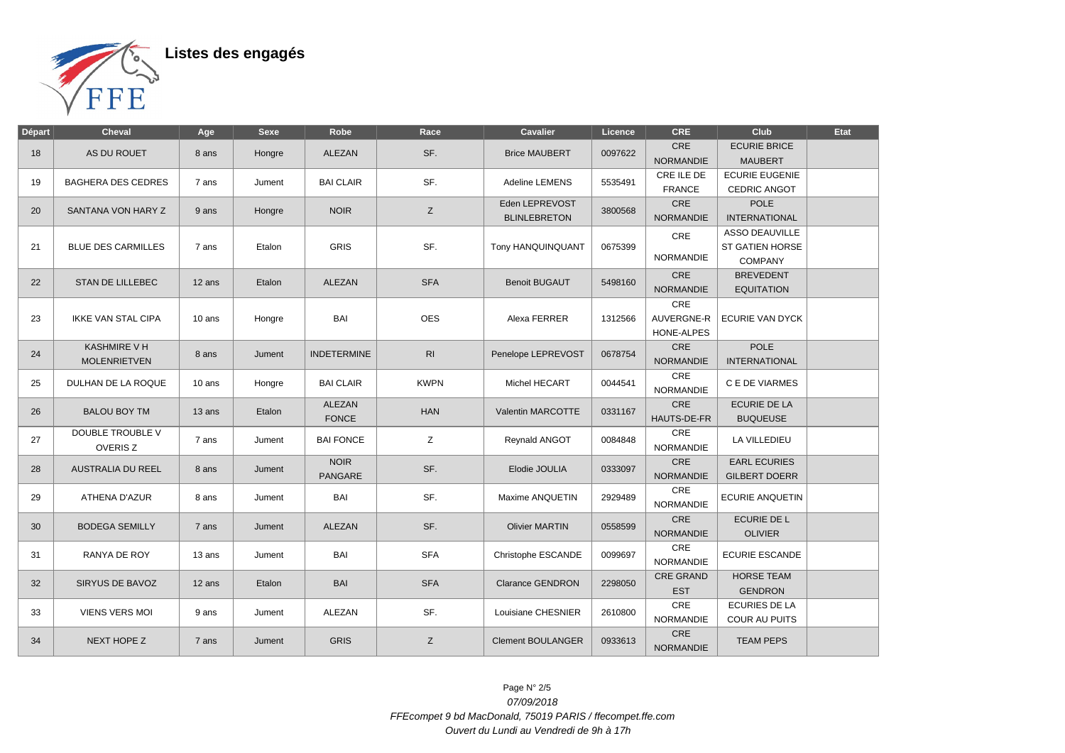## Listes des engagés

| Départ | Cheval | Age | Sexe | Robe | Race | Cavalier | Licence | CRE | Club | Etat |
|---|---|---|---|---|---|---|---|---|---|---|
| 18 | AS DU ROUET | 8 ans | Hongre | ALEZAN | SF. | Brice MAUBERT | 0097622 | CRE NORMANDIE | ECURIE BRICE MAUBERT | |
| 19 | BAGHERA DES CEDRES | 7 ans | Jument | BAI CLAIR | SF. | Adeline LEMENS | 5535491 | CRE ILE DE FRANCE | ECURIE EUGENIE CEDRIC ANGOT | |
| 20 | SANTANA VON HARY Z | 9 ans | Hongre | NOIR | Z | Eden LEPREVOST BLINLEBRETON | 3800568 | CRE NORMANDIE | POLE INTERNATIONAL | |
| 21 | BLUE DES CARMILLES | 7 ans | Etalon | GRIS | SF. | Tony HANQUINQUANT | 0675399 | CRE NORMANDIE | ASSO DEAUVILLE ST GATIEN HORSE COMPANY | |
| 22 | STAN DE LILLEBEC | 12 ans | Etalon | ALEZAN | SFA | Benoit BUGAUT | 5498160 | CRE NORMANDIE | BREVEDENT EQUITATION | |
| 23 | IKKE VAN STAL CIPA | 10 ans | Hongre | BAI | OES | Alexa FERRER | 1312566 | CRE AUVERGNE-RHONE-ALPES | ECURIE VAN DYCK | |
| 24 | KASHMIRE V H MOLENRIETVEN | 8 ans | Jument | INDETERMINE | RI | Penelope LEPREVOST | 0678754 | CRE NORMANDIE | POLE INTERNATIONAL | |
| 25 | DULHAN DE LA ROQUE | 10 ans | Hongre | BAI CLAIR | KWPN | Michel HECART | 0044541 | CRE NORMANDIE | C E DE VIARMES | |
| 26 | BALOU BOY TM | 13 ans | Etalon | ALEZAN FONCE | HAN | Valentin MARCOTTE | 0331167 | CRE HAUTS-DE-FR | ECURIE DE LA BUQUEUSE | |
| 27 | DOUBLE TROUBLE V OVERIS Z | 7 ans | Jument | BAI FONCE | Z | Reynald ANGOT | 0084848 | CRE NORMANDIE | LA VILLEDIEU | |
| 28 | AUSTRALIA DU REEL | 8 ans | Jument | NOIR PANGARE | SF. | Elodie JOULIA | 0333097 | CRE NORMANDIE | EARL ECURIES GILBERT DOERR | |
| 29 | ATHENA D'AZUR | 8 ans | Jument | BAI | SF. | Maxime ANQUETIN | 2929489 | CRE NORMANDIE | ECURIE ANQUETIN | |
| 30 | BODEGA SEMILLY | 7 ans | Jument | ALEZAN | SF. | Olivier MARTIN | 0558599 | CRE NORMANDIE | ECURIE DE L OLIVIER | |
| 31 | RANYA DE ROY | 13 ans | Jument | BAI | SFA | Christophe ESCANDE | 0099697 | CRE NORMANDIE | ECURIE ESCANDE | |
| 32 | SIRYUS DE BAVOZ | 12 ans | Etalon | BAI | SFA | Clarance GENDRON | 2298050 | CRE GRAND EST | HORSE TEAM GENDRON | |
| 33 | VIENS VERS MOI | 9 ans | Jument | ALEZAN | SF. | Louisiane CHESNIER | 2610800 | CRE NORMANDIE | ECURIES DE LA COUR AU PUITS | |
| 34 | NEXT HOPE Z | 7 ans | Jument | GRIS | Z | Clement BOULANGER | 0933613 | CRE NORMANDIE | TEAM PEPS | |

*07/09/2018*

*FFEcompet 9 bd MacDonald, 75019 PARIS / ffecompet.ffe.com*

*Ouvert du Lundi au Vendredi de 9h à 17h*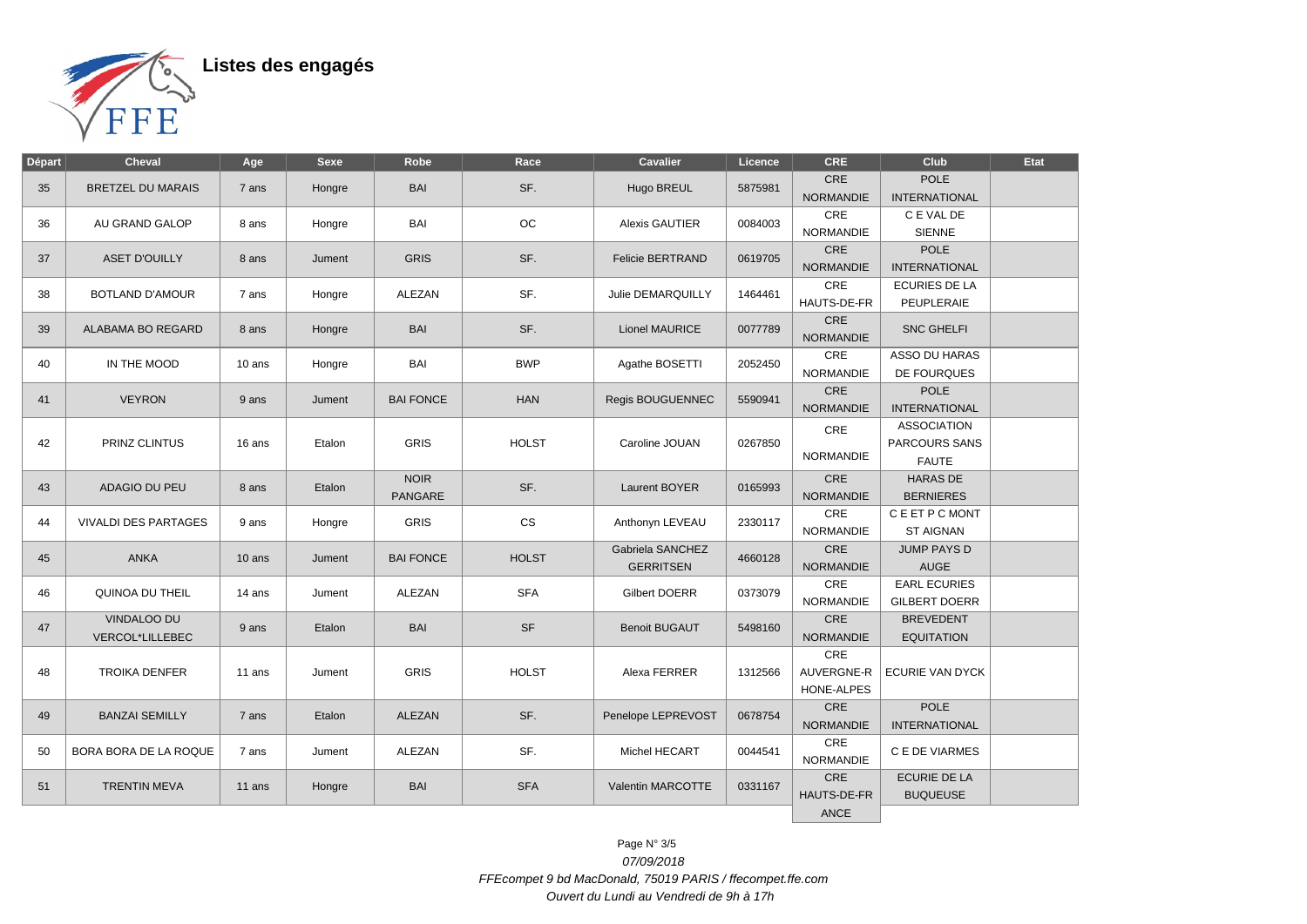# Listes des engagés

| Départ | Cheval | Age | Sexe | Robe | Race | Cavalier | Licence | CRE | Club | Etat |
|---|---|---|---|---|---|---|---|---|---|---|
| 35 | BRETZEL DU MARAIS | 7 ans | Hongre | BAI | SF. | Hugo BREUL | 5875981 | CRE NORMANDIE | POLE INTERNATIONAL | |
| 36 | AU GRAND GALOP | 8 ans | Hongre | BAI | OC | Alexis GAUTIER | 0084003 | CRE NORMANDIE | C E VAL DE SIENNE | |
| 37 | ASET D'OUILLY | 8 ans | Jument | GRIS | SF. | Felicie BERTRAND | 0619705 | CRE NORMANDIE | POLE INTERNATIONAL | |
| 38 | BOTLAND D'AMOUR | 7 ans | Hongre | ALEZAN | SF. | Julie DEMARQUILLY | 1464461 | CRE HAUTS-DE-FR | ECURIES DE LA PEUPLERAIE | |
| 39 | ALABAMA BO REGARD | 8 ans | Hongre | BAI | SF. | Lionel MAURICE | 0077789 | CRE NORMANDIE | SNC GHELFI | |
| 40 | IN THE MOOD | 10 ans | Hongre | BAI | BWP | Agathe BOSETTI | 2052450 | CRE NORMANDIE | ASSO DU HARAS DE FOURQUES | |
| 41 | VEYRON | 9 ans | Jument | BAI FONCE | HAN | Regis BOUGUENNEC | 5590941 | CRE NORMANDIE | POLE INTERNATIONAL | |
| 42 | PRINZ CLINTUS | 16 ans | Etalon | GRIS | HOLST | Caroline JOUAN | 0267850 | CRE NORMANDIE | ASSOCIATION PARCOURS SANS FAUTE | |
| 43 | ADAGIO DU PEU | 8 ans | Etalon | NOIR PANGARE | SF. | Laurent BOYER | 0165993 | CRE NORMANDIE | HARAS DE BERNIERES | |
| 44 | VIVALDI DES PARTAGES | 9 ans | Hongre | GRIS | CS | Anthonyn LEVEAU | 2330117 | CRE NORMANDIE | C E ET P C MONT ST AIGNAN | |
| 45 | ANKA | 10 ans | Jument | BAI FONCE | HOLST | Gabriela SANCHEZ GERRITSEN | 4660128 | CRE NORMANDIE | JUMP PAYS D AUGE | |
| 46 | QUINOA DU THEIL | 14 ans | Jument | ALEZAN | SFA | Gilbert DOERR | 0373079 | CRE NORMANDIE | EARL ECURIES GILBERT DOERR | |
| 47 | VINDALOO DU VERCOL*LILLEBEC | 9 ans | Etalon | BAI | SF | Benoit BUGAUT | 5498160 | CRE NORMANDIE | BREVEDENT EQUITATION | |
| 48 | TROIKA DENFER | 11 ans | Jument | GRIS | HOLST | Alexa FERRER | 1312566 | CRE AUVERGNE-RHONE-ALPES | ECURIE VAN DYCK | |
| 49 | BANZAI SEMILLY | 7 ans | Etalon | ALEZAN | SF. | Penelope LEPREVOST | 0678754 | CRE NORMANDIE | POLE INTERNATIONAL | |
| 50 | BORA BORA DE LA ROQUE | 7 ans | Jument | ALEZAN | SF. | Michel HECART | 0044541 | CRE NORMANDIE | C E DE VIARMES | |
| 51 | TRENTIN MEVA | 11 ans | Hongre | BAI | SFA | Valentin MARCOTTE | 0331167 | CRE HAUTS-DE-FRANCE | ECURIE DE LA BUQUEUSE | |

*07/09/2018*

*FFEcompet 9 bd MacDonald, 75019 PARIS / ffecompet.ffe.com*

*Ouvert du Lundi au Vendredi de 9h à 17h*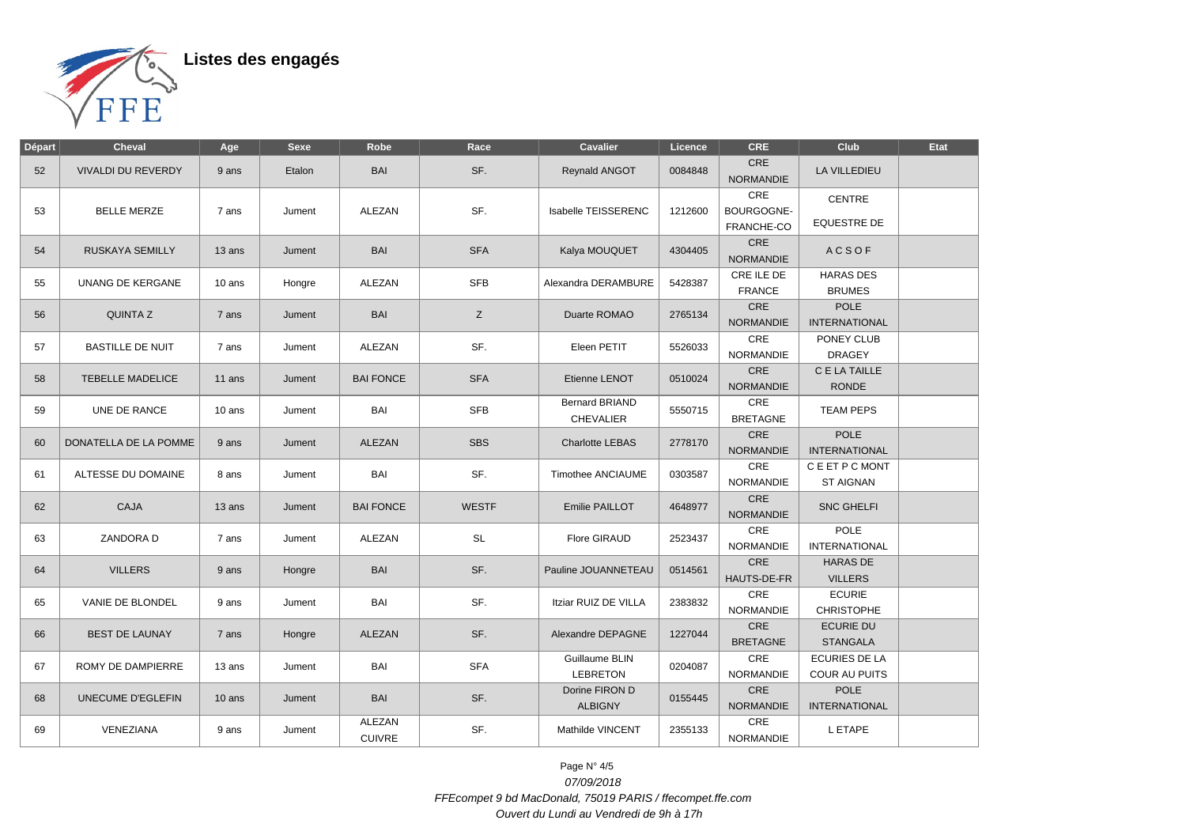## Listes des engagés

| Départ | Cheval | Age | Sexe | Robe | Race | Cavalier | Licence | CRE | Club | Etat |
|---|---|---|---|---|---|---|---|---|---|---|
| 52 | VIVALDI DU REVERDY | 9 ans | Etalon | BAI | SF. | Reynald ANGOT | 0084848 | CRE NORMANDIE | LA VILLEDIEU | |
| 53 | BELLE MERZE | 7 ans | Jument | ALEZAN | SF. | Isabelle TEISSERENC | 1212600 | CRE BOURGOGNE-FRANCHE-CO | CENTRE EQUESTRE DE | |
| 54 | RUSKAYA SEMILLY | 13 ans | Jument | BAI | SFA | Kalya MOUQUET | 4304405 | CRE NORMANDIE | A C S O F | |
| 55 | UNANG DE KERGANE | 10 ans | Hongre | ALEZAN | SFB | Alexandra DERAMBURE | 5428387 | CRE ILE DE FRANCE | HARAS DES BRUMES | |
| 56 | QUINTA Z | 7 ans | Jument | BAI | Z | Duarte ROMAO | 2765134 | CRE NORMANDIE | POLE INTERNATIONAL | |
| 57 | BASTILLE DE NUIT | 7 ans | Jument | ALEZAN | SF. | Eleen PETIT | 5526033 | CRE NORMANDIE | PONEY CLUB DRAGEY | |
| 58 | TEBELLE MADELICE | 11 ans | Jument | BAI FONCE | SFA | Etienne LENOT | 0510024 | CRE NORMANDIE | C E LA TAILLE RONDE | |
| 59 | UNE DE RANCE | 10 ans | Jument | BAI | SFB | Bernard BRIAND CHEVALIER | 5550715 | CRE BRETAGNE | TEAM PEPS | |
| 60 | DONATELLA DE LA POMME | 9 ans | Jument | ALEZAN | SBS | Charlotte LEBAS | 2778170 | CRE NORMANDIE | POLE INTERNATIONAL | |
| 61 | ALTESSE DU DOMAINE | 8 ans | Jument | BAI | SF. | Timothee ANCIAUME | 0303587 | CRE NORMANDIE | C E ET P C MONT ST AIGNAN | |
| 62 | CAJA | 13 ans | Jument | BAI FONCE | WESTF | Emilie PAILLOT | 4648977 | CRE NORMANDIE | SNC GHELFI | |
| 63 | ZANDORA D | 7 ans | Jument | ALEZAN | SL | Flore GIRAUD | 2523437 | CRE NORMANDIE | POLE INTERNATIONAL | |
| 64 | VILLERS | 9 ans | Hongre | BAI | SF. | Pauline JOUANNETEAU | 0514561 | CRE HAUTS-DE-FR | HARAS DE VILLERS | |
| 65 | VANIE DE BLONDEL | 9 ans | Jument | BAI | SF. | Itziar RUIZ DE VILLA | 2383832 | CRE NORMANDIE | ECURIE CHRISTOPHE | |
| 66 | BEST DE LAUNAY | 7 ans | Hongre | ALEZAN | SF. | Alexandre DEPAGNE | 1227044 | CRE BRETAGNE | ECURIE DU STANGALA | |
| 67 | ROMY DE DAMPIERRE | 13 ans | Jument | BAI | SFA | Guillaume BLIN LEBRETON | 0204087 | CRE NORMANDIE | ECURIES DE LA COUR AU PUITS | |
| 68 | UNECUME D'EGLEFIN | 10 ans | Jument | BAI | SF. | Dorine FIRON D ALBIGNY | 0155445 | CRE NORMANDIE | POLE INTERNATIONAL | |
| 69 | VENEZIANA | 9 ans | Jument | ALEZAN CUIVRE | SF. | Mathilde VINCENT | 2355133 | CRE NORMANDIE | L ETAPE | |

*07/09/2018*

*FFEcompet 9 bd MacDonald, 75019 PARIS / ffecompet.ffe.com*

*Ouvert du Lundi au Vendredi de 9h à 17h*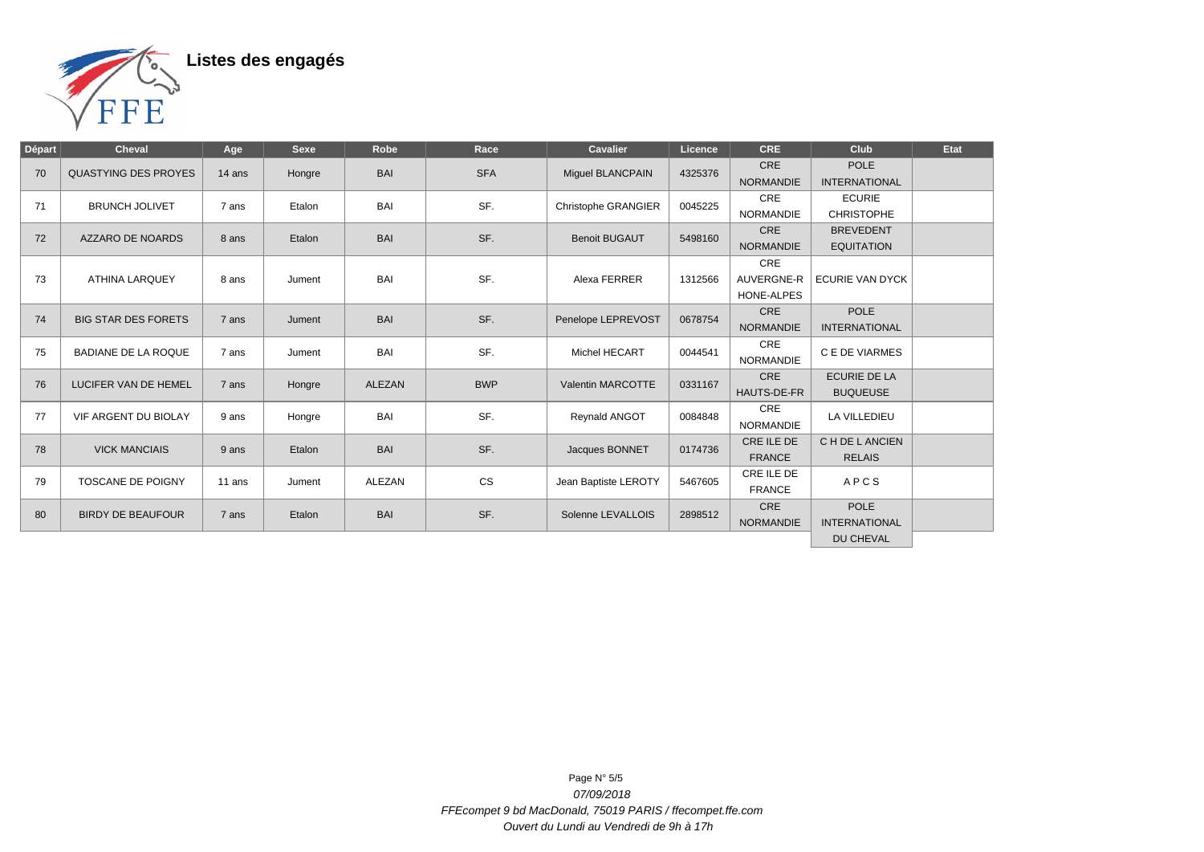# Listes des engagés

| Départ | Cheval | Age | Sexe | Robe | Race | Cavalier | Licence | CRE | Club | Etat |
|---|---|---|---|---|---|---|---|---|---|---|
| 70 | QUASTYING DES PROYES | 14 ans | Hongre | BAI | SFA | Miguel BLANCPAIN | 4325376 | CRE NORMANDIE | POLE INTERNATIONAL | |
| 71 | BRUNCH JOLIVET | 7 ans | Etalon | BAI | SF. | Christophe GRANGIER | 0045225 | CRE NORMANDIE | ECURIE CHRISTOPHE | |
| 72 | AZZARO DE NOARDS | 8 ans | Etalon | BAI | SF. | Benoit BUGAUT | 5498160 | CRE NORMANDIE | BREVEDENT EQUITATION | |
| 73 | ATHINA LARQUEY | 8 ans | Jument | BAI | SF. | Alexa FERRER | 1312566 | CRE AUVERGNE-RHONE-ALPES | ECURIE VAN DYCK | |
| 74 | BIG STAR DES FORETS | 7 ans | Jument | BAI | SF. | Penelope LEPREVOST | 0678754 | CRE NORMANDIE | POLE INTERNATIONAL | |
| 75 | BADIANE DE LA ROQUE | 7 ans | Jument | BAI | SF. | Michel HECART | 0044541 | CRE NORMANDIE | C E DE VIARMES | |
| 76 | LUCIFER VAN DE HEMEL | 7 ans | Hongre | ALEZAN | BWP | Valentin MARCOTTE | 0331167 | CRE HAUTS-DE-FR | ECURIE DE LA BUQUEUSE | |
| 77 | VIF ARGENT DU BIOLAY | 9 ans | Hongre | BAI | SF. | Reynald ANGOT | 0084848 | CRE NORMANDIE | LA VILLEDIEU | |
| 78 | VICK MANCIAIS | 9 ans | Etalon | BAI | SF. | Jacques BONNET | 0174736 | CRE ILE DE FRANCE | C H DE L ANCIEN RELAIS | |
| 79 | TOSCANE DE POIGNY | 11 ans | Jument | ALEZAN | CS | Jean Baptiste LEROTY | 5467605 | CRE ILE DE FRANCE | A P C S | |
| 80 | BIRDY DE BEAUFOUR | 7 ans | Etalon | BAI | SF. | Solenne LEVALLOIS | 2898512 | CRE NORMANDIE | POLE INTERNATIONAL DU CHEVAL | |

*07/09/2018*

*FFEcompet 9 bd MacDonald, 75019 PARIS / ffecompet.ffe.com*

*Ouvert du Lundi au Vendredi de 9h à 17h*